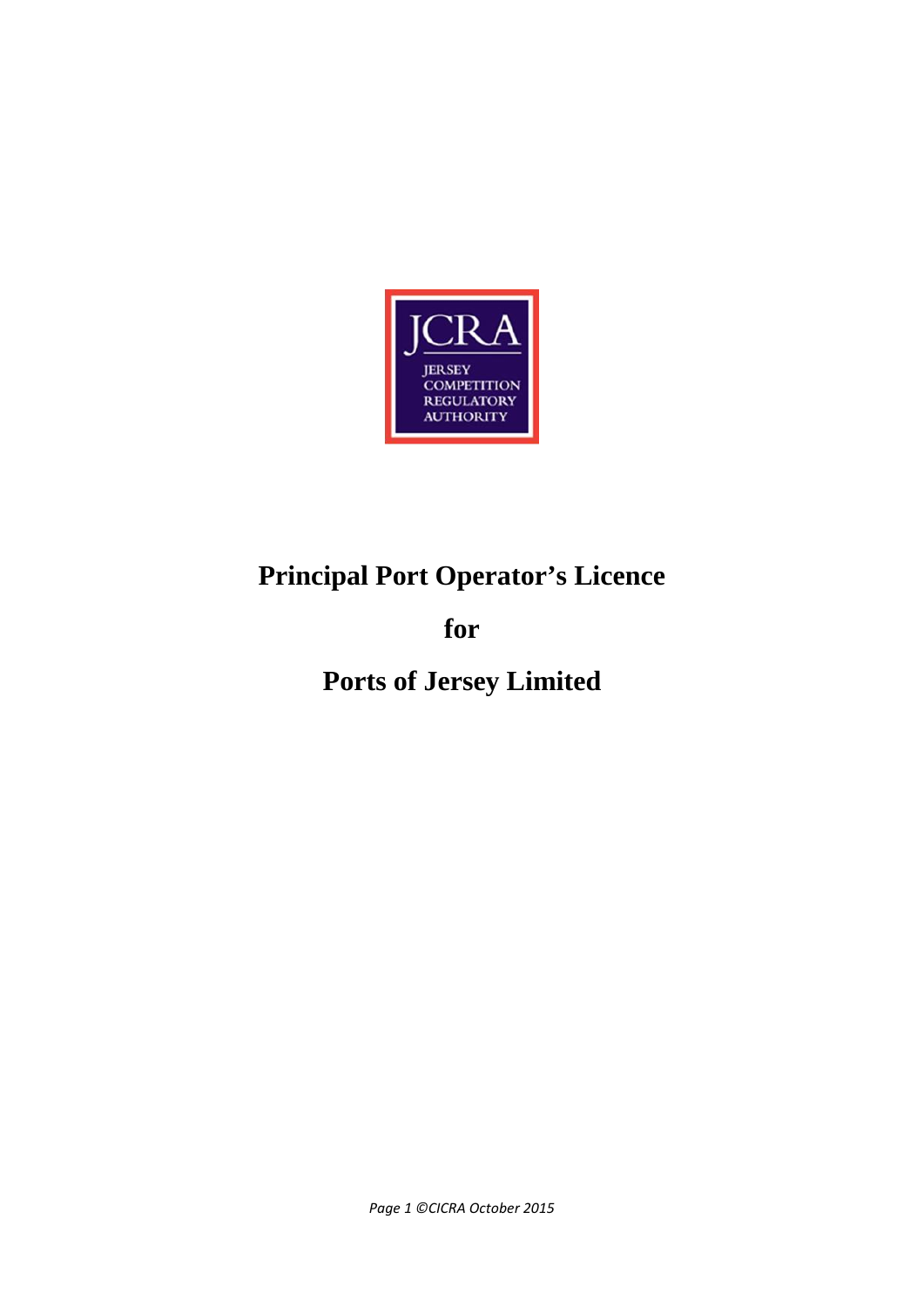JCRA

JERSEY COMPETITION REGULATORY AUTHORITY

# Principal Port Operator's Licence

# for

# Ports of Jersey Limited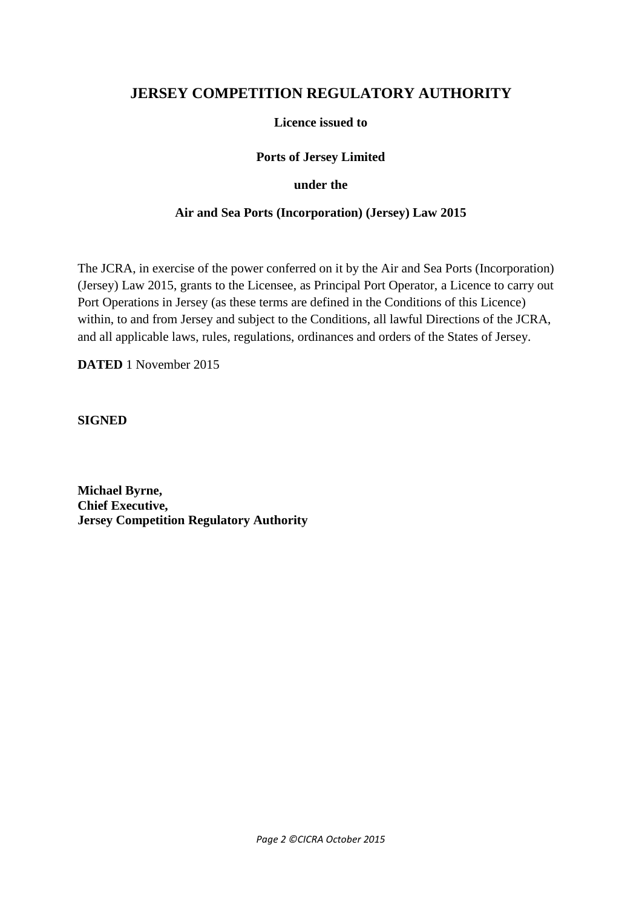# JERSEY COMPETITION REGULATORY AUTHORITY

**Licence issued to**

**Ports of Jersey Limited**

**under the**

**Air and Sea Ports (Incorporation) (Jersey) Law 2015**

The JCRA, in exercise of the power conferred on it by the Air and Sea Ports (Incorporation) (Jersey) Law 2015, grants to the Licensee, as Principal Port Operator, a Licence to carry out Port Operations in Jersey (as these terms are defined in the Conditions of this Licence) within, to and from Jersey and subject to the Conditions, all lawful Directions of the JCRA, and all applicable laws, rules, regulations, ordinances and orders of the States of Jersey.

**DATED** 1 November 2015

**SIGNED**

**Michael Byrne,**
**Chief Executive,**
**Jersey Competition Regulatory Authority**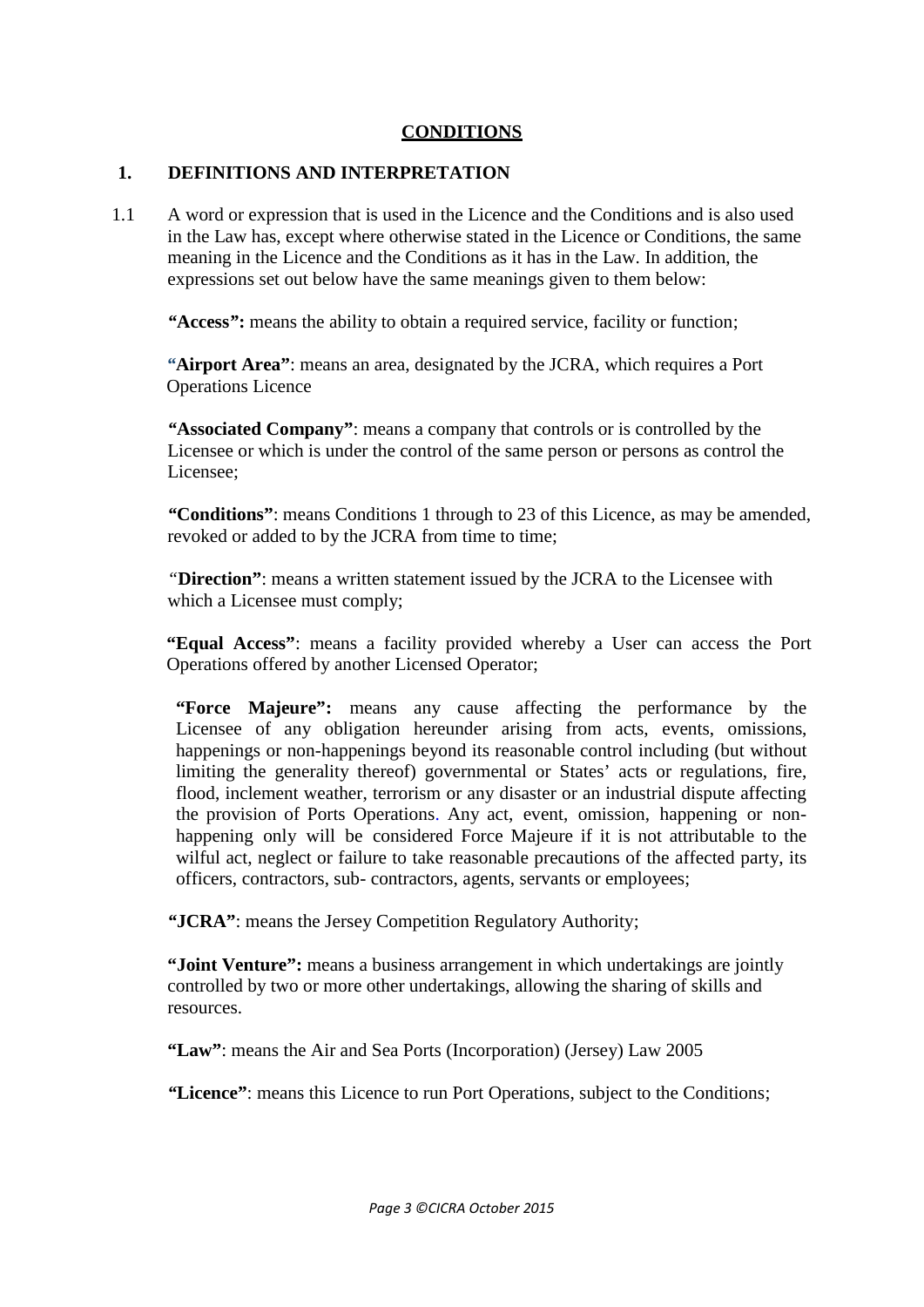# CONDITIONS

## 1. DEFINITIONS AND INTERPRETATION

1.1 A word or expression that is used in the Licence and the Conditions and is also used in the Law has, except where otherwise stated in the Licence or Conditions, the same meaning in the Licence and the Conditions as it has in the Law. In addition, the expressions set out below have the same meanings given to them below:

**"Access":** means the ability to obtain a required service, facility or function;

**"Airport Area"**: means an area, designated by the JCRA, which requires a Port Operations Licence

**"Associated Company"**: means a company that controls or is controlled by the Licensee or which is under the control of the same person or persons as control the Licensee;

**"Conditions"**: means Conditions 1 through to 23 of this Licence, as may be amended, revoked or added to by the JCRA from time to time;

"**Direction"**: means a written statement issued by the JCRA to the Licensee with which a Licensee must comply;

**"Equal Access"**: means a facility provided whereby a User can access the Port Operations offered by another Licensed Operator;

**"Force Majeure":** means any cause affecting the performance by the Licensee of any obligation hereunder arising from acts, events, omissions, happenings or non-happenings beyond its reasonable control including (but without limiting the generality thereof) governmental or States' acts or regulations, fire, flood, inclement weather, terrorism or any disaster or an industrial dispute affecting the provision of Ports Operations. Any act, event, omission, happening or non-happening only will be considered Force Majeure if it is not attributable to the wilful act, neglect or failure to take reasonable precautions of the affected party, its officers, contractors, sub- contractors, agents, servants or employees;

**"JCRA"**: means the Jersey Competition Regulatory Authority;

**"Joint Venture":** means a business arrangement in which undertakings are jointly controlled by two or more other undertakings, allowing the sharing of skills and resources.

**"Law"**: means the Air and Sea Ports (Incorporation) (Jersey) Law 2005

**"Licence"**: means this Licence to run Port Operations, subject to the Conditions;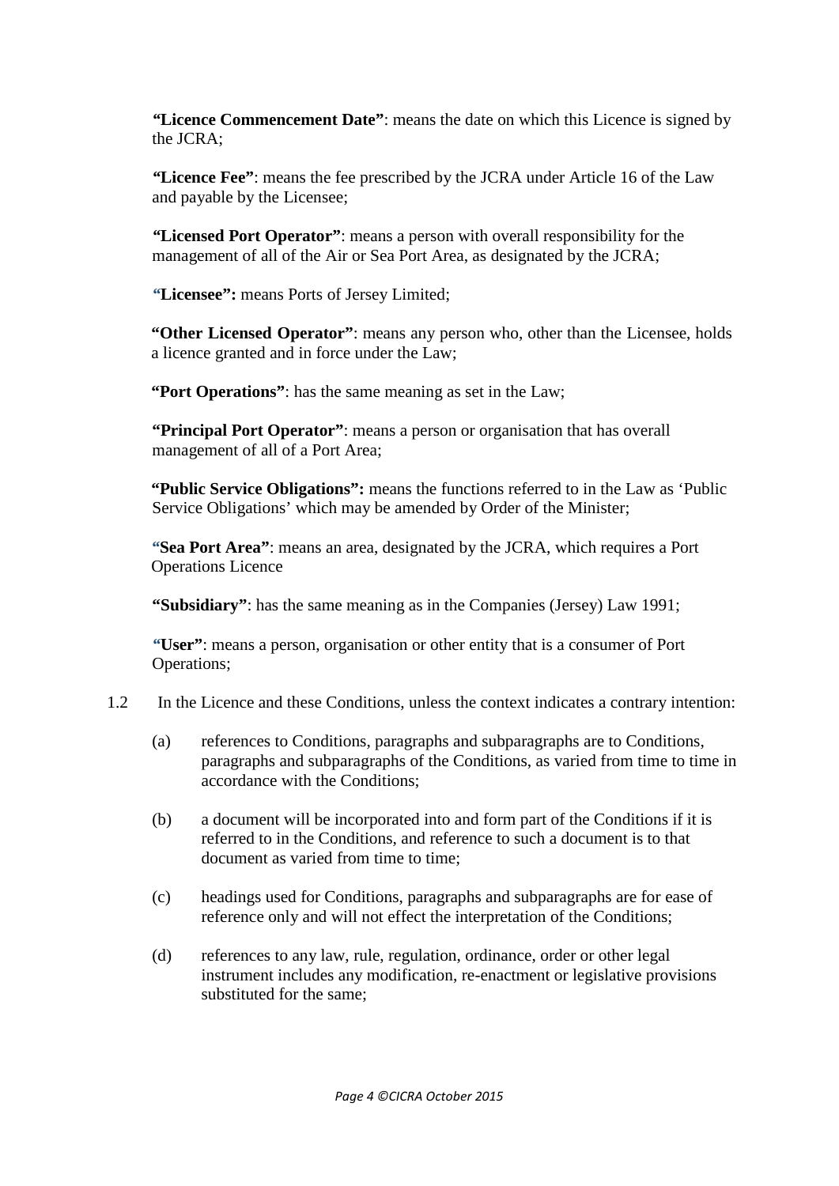**"Licence Commencement Date"**: means the date on which this Licence is signed by the JCRA;

**"Licence Fee"**: means the fee prescribed by the JCRA under Article 16 of the Law and payable by the Licensee;

**"Licensed Port Operator"**: means a person with overall responsibility for the management of all of the Air or Sea Port Area, as designated by the JCRA;

**"Licensee":** means Ports of Jersey Limited;

**"Other Licensed Operator"**: means any person who, other than the Licensee, holds a licence granted and in force under the Law;

**"Port Operations"**: has the same meaning as set in the Law;

**"Principal Port Operator"**: means a person or organisation that has overall management of all of a Port Area;

**"Public Service Obligations":** means the functions referred to in the Law as 'Public Service Obligations' which may be amended by Order of the Minister;

**"Sea Port Area"**: means an area, designated by the JCRA, which requires a Port Operations Licence

**"Subsidiary"**: has the same meaning as in the Companies (Jersey) Law 1991;

**"User"**: means a person, organisation or other entity that is a consumer of Port Operations;

1.2 In the Licence and these Conditions, unless the context indicates a contrary intention:

(a) references to Conditions, paragraphs and subparagraphs are to Conditions, paragraphs and subparagraphs of the Conditions, as varied from time to time in accordance with the Conditions;

(b) a document will be incorporated into and form part of the Conditions if it is referred to in the Conditions, and reference to such a document is to that document as varied from time to time;

(c) headings used for Conditions, paragraphs and subparagraphs are for ease of reference only and will not effect the interpretation of the Conditions;

(d) references to any law, rule, regulation, ordinance, order or other legal instrument includes any modification, re-enactment or legislative provisions substituted for the same;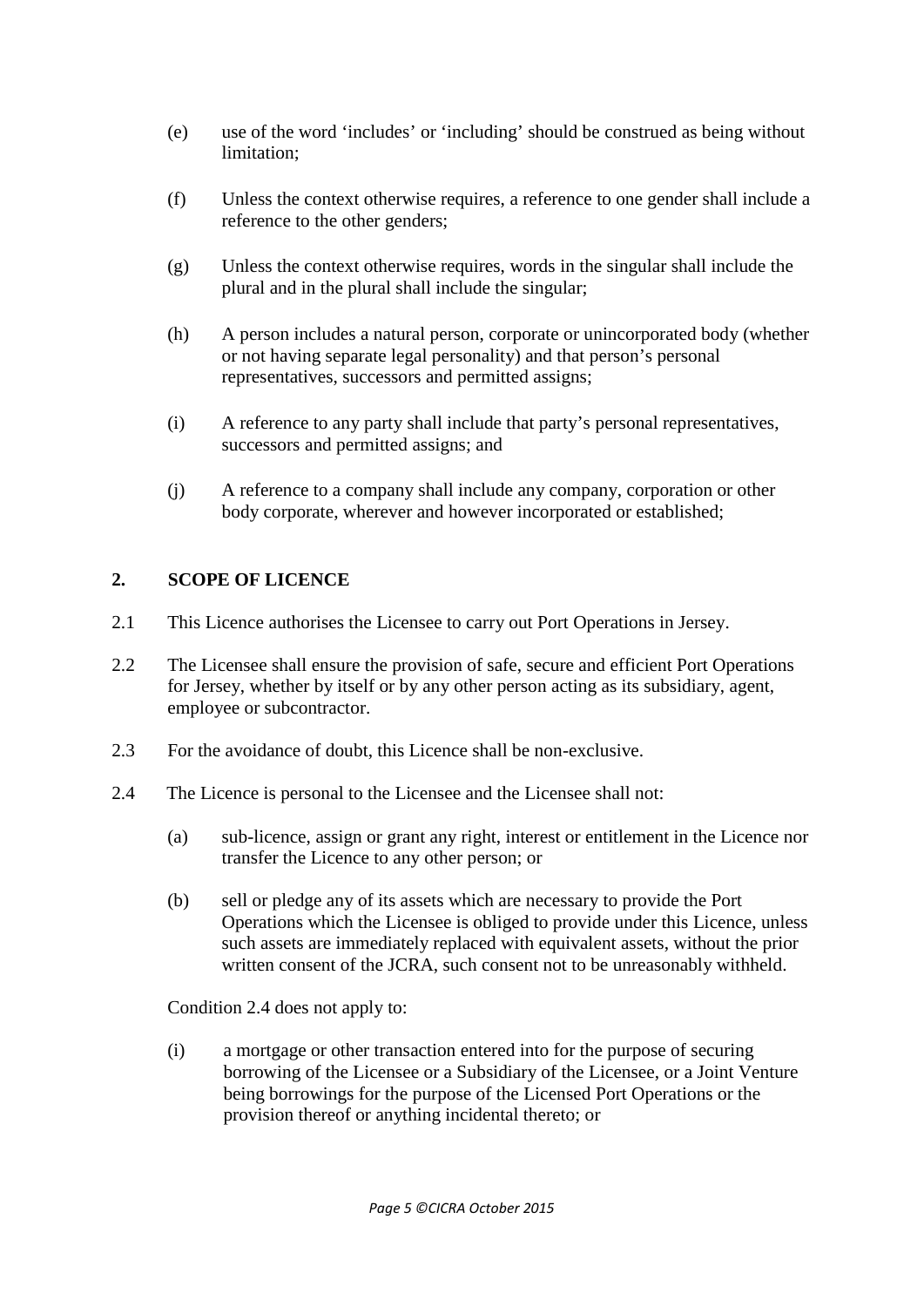(e) use of the word 'includes' or 'including' should be construed as being without limitation;

(f) Unless the context otherwise requires, a reference to one gender shall include a reference to the other genders;

(g) Unless the context otherwise requires, words in the singular shall include the plural and in the plural shall include the singular;

(h) A person includes a natural person, corporate or unincorporated body (whether or not having separate legal personality) and that person's personal representatives, successors and permitted assigns;

(i) A reference to any party shall include that party's personal representatives, successors and permitted assigns; and

(j) A reference to a company shall include any company, corporation or other body corporate, wherever and however incorporated or established;

## 2. SCOPE OF LICENCE

2.1 This Licence authorises the Licensee to carry out Port Operations in Jersey.

2.2 The Licensee shall ensure the provision of safe, secure and efficient Port Operations for Jersey, whether by itself or by any other person acting as its subsidiary, agent, employee or subcontractor.

2.3 For the avoidance of doubt, this Licence shall be non-exclusive.

2.4 The Licence is personal to the Licensee and the Licensee shall not:

(a) sub-licence, assign or grant any right, interest or entitlement in the Licence nor transfer the Licence to any other person; or

(b) sell or pledge any of its assets which are necessary to provide the Port Operations which the Licensee is obliged to provide under this Licence, unless such assets are immediately replaced with equivalent assets, without the prior written consent of the JCRA, such consent not to be unreasonably withheld.

Condition 2.4 does not apply to:

(i) a mortgage or other transaction entered into for the purpose of securing borrowing of the Licensee or a Subsidiary of the Licensee, or a Joint Venture being borrowings for the purpose of the Licensed Port Operations or the provision thereof or anything incidental thereto; or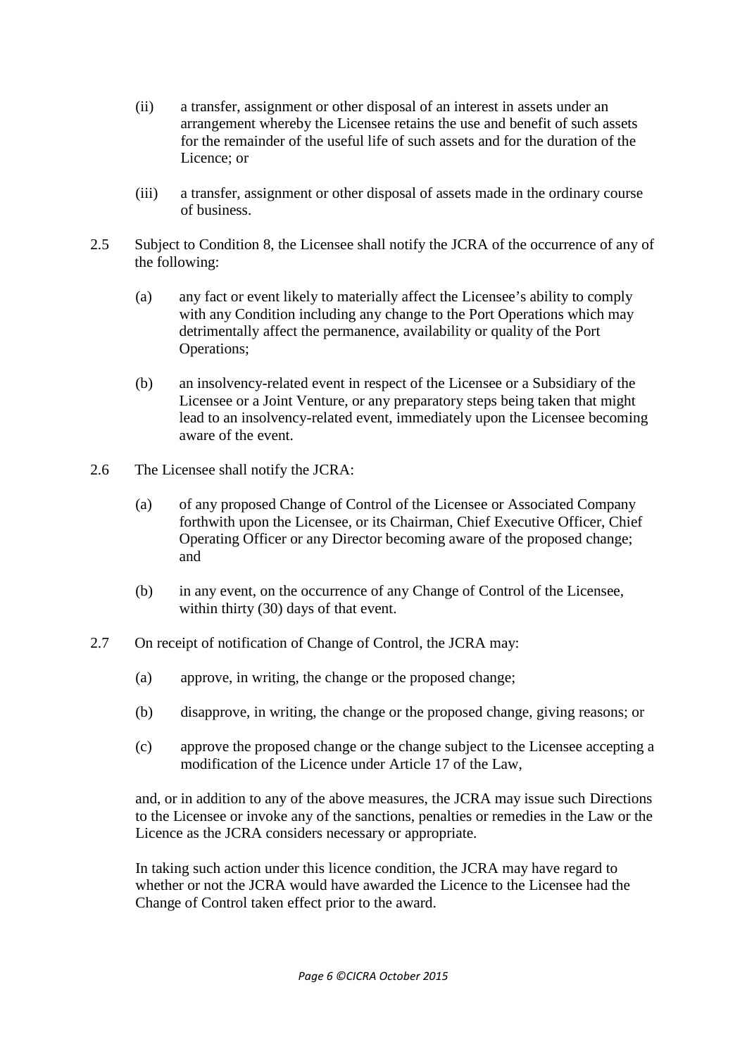(ii) a transfer, assignment or other disposal of an interest in assets under an arrangement whereby the Licensee retains the use and benefit of such assets for the remainder of the useful life of such assets and for the duration of the Licence; or

(iii) a transfer, assignment or other disposal of assets made in the ordinary course of business.

2.5 Subject to Condition 8, the Licensee shall notify the JCRA of the occurrence of any of the following:

(a) any fact or event likely to materially affect the Licensee's ability to comply with any Condition including any change to the Port Operations which may detrimentally affect the permanence, availability or quality of the Port Operations;

(b) an insolvency-related event in respect of the Licensee or a Subsidiary of the Licensee or a Joint Venture, or any preparatory steps being taken that might lead to an insolvency-related event, immediately upon the Licensee becoming aware of the event.

2.6 The Licensee shall notify the JCRA:

(a) of any proposed Change of Control of the Licensee or Associated Company forthwith upon the Licensee, or its Chairman, Chief Executive Officer, Chief Operating Officer or any Director becoming aware of the proposed change; and

(b) in any event, on the occurrence of any Change of Control of the Licensee, within thirty (30) days of that event.

2.7 On receipt of notification of Change of Control, the JCRA may:

(a) approve, in writing, the change or the proposed change;

(b) disapprove, in writing, the change or the proposed change, giving reasons; or

(c) approve the proposed change or the change subject to the Licensee accepting a modification of the Licence under Article 17 of the Law,

and, or in addition to any of the above measures, the JCRA may issue such Directions to the Licensee or invoke any of the sanctions, penalties or remedies in the Law or the Licence as the JCRA considers necessary or appropriate.

In taking such action under this licence condition, the JCRA may have regard to whether or not the JCRA would have awarded the Licence to the Licensee had the Change of Control taken effect prior to the award.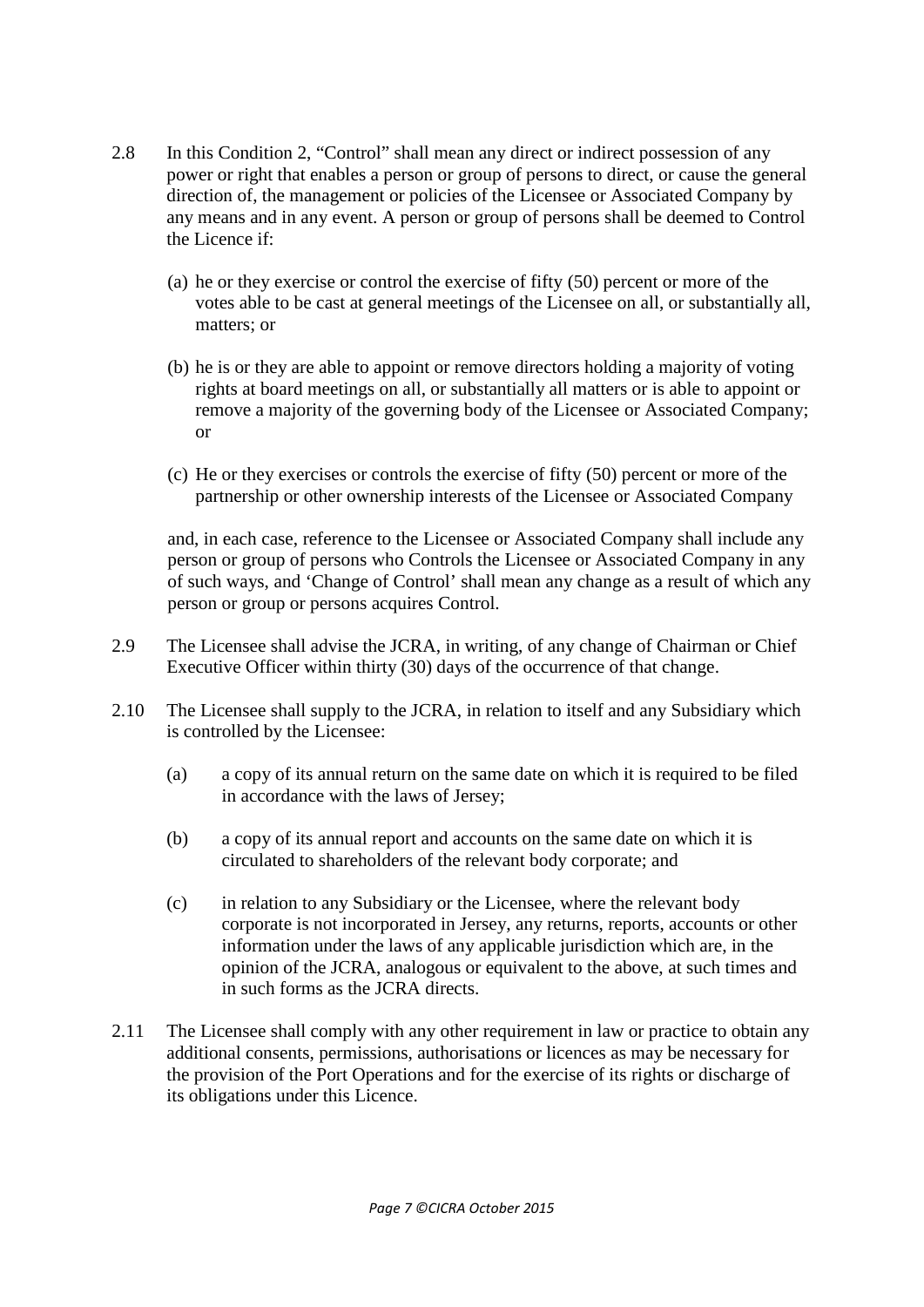2.8 In this Condition 2, “Control” shall mean any direct or indirect possession of any power or right that enables a person or group of persons to direct, or cause the general direction of, the management or policies of the Licensee or Associated Company by any means and in any event. A person or group of persons shall be deemed to Control the Licence if:

(a) he or they exercise or control the exercise of fifty (50) percent or more of the votes able to be cast at general meetings of the Licensee on all, or substantially all, matters; or

(b) he is or they are able to appoint or remove directors holding a majority of voting rights at board meetings on all, or substantially all matters or is able to appoint or remove a majority of the governing body of the Licensee or Associated Company; or

(c) He or they exercises or controls the exercise of fifty (50) percent or more of the partnership or other ownership interests of the Licensee or Associated Company

and, in each case, reference to the Licensee or Associated Company shall include any person or group of persons who Controls the Licensee or Associated Company in any of such ways, and ‘Change of Control’ shall mean any change as a result of which any person or group or persons acquires Control.

2.9 The Licensee shall advise the JCRA, in writing, of any change of Chairman or Chief Executive Officer within thirty (30) days of the occurrence of that change.

2.10 The Licensee shall supply to the JCRA, in relation to itself and any Subsidiary which is controlled by the Licensee:

(a) a copy of its annual return on the same date on which it is required to be filed in accordance with the laws of Jersey;

(b) a copy of its annual report and accounts on the same date on which it is circulated to shareholders of the relevant body corporate; and

(c) in relation to any Subsidiary or the Licensee, where the relevant body corporate is not incorporated in Jersey, any returns, reports, accounts or other information under the laws of any applicable jurisdiction which are, in the opinion of the JCRA, analogous or equivalent to the above, at such times and in such forms as the JCRA directs.

2.11 The Licensee shall comply with any other requirement in law or practice to obtain any additional consents, permissions, authorisations or licences as may be necessary for the provision of the Port Operations and for the exercise of its rights or discharge of its obligations under this Licence.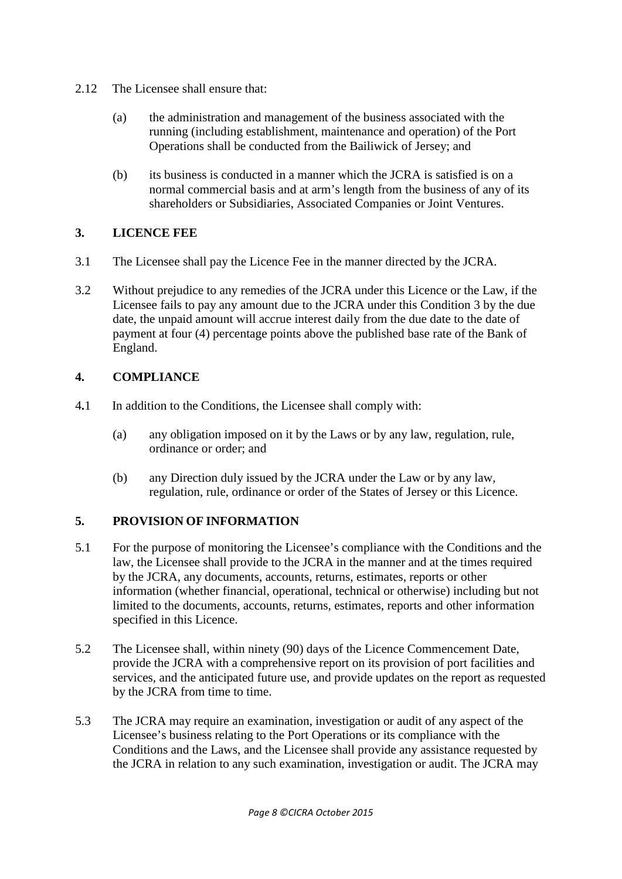2.12 The Licensee shall ensure that:

(a) the administration and management of the business associated with the running (including establishment, maintenance and operation) of the Port Operations shall be conducted from the Bailiwick of Jersey; and

(b) its business is conducted in a manner which the JCRA is satisfied is on a normal commercial basis and at arm's length from the business of any of its shareholders or Subsidiaries, Associated Companies or Joint Ventures.

## 3. LICENCE FEE

3.1 The Licensee shall pay the Licence Fee in the manner directed by the JCRA.

3.2 Without prejudice to any remedies of the JCRA under this Licence or the Law, if the Licensee fails to pay any amount due to the JCRA under this Condition 3 by the due date, the unpaid amount will accrue interest daily from the due date to the date of payment at four (4) percentage points above the published base rate of the Bank of England.

## 4. COMPLIANCE

4.1 In addition to the Conditions, the Licensee shall comply with:

(a) any obligation imposed on it by the Laws or by any law, regulation, rule, ordinance or order; and

(b) any Direction duly issued by the JCRA under the Law or by any law, regulation, rule, ordinance or order of the States of Jersey or this Licence.

## 5. PROVISION OF INFORMATION

5.1 For the purpose of monitoring the Licensee's compliance with the Conditions and the law, the Licensee shall provide to the JCRA in the manner and at the times required by the JCRA, any documents, accounts, returns, estimates, reports or other information (whether financial, operational, technical or otherwise) including but not limited to the documents, accounts, returns, estimates, reports and other information specified in this Licence.

5.2 The Licensee shall, within ninety (90) days of the Licence Commencement Date, provide the JCRA with a comprehensive report on its provision of port facilities and services, and the anticipated future use, and provide updates on the report as requested by the JCRA from time to time.

5.3 The JCRA may require an examination, investigation or audit of any aspect of the Licensee's business relating to the Port Operations or its compliance with the Conditions and the Laws, and the Licensee shall provide any assistance requested by the JCRA in relation to any such examination, investigation or audit. The JCRA may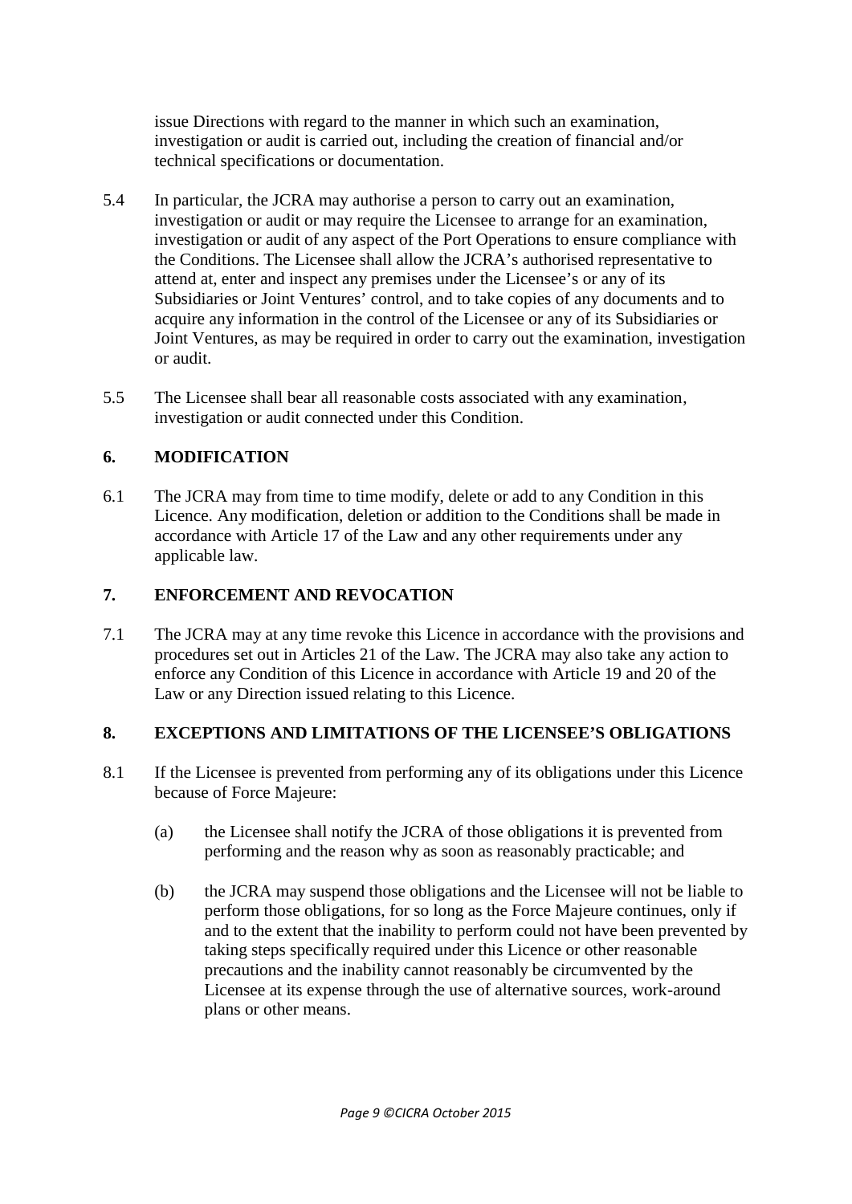issue Directions with regard to the manner in which such an examination, investigation or audit is carried out, including the creation of financial and/or technical specifications or documentation.

5.4 In particular, the JCRA may authorise a person to carry out an examination, investigation or audit or may require the Licensee to arrange for an examination, investigation or audit of any aspect of the Port Operations to ensure compliance with the Conditions. The Licensee shall allow the JCRA's authorised representative to attend at, enter and inspect any premises under the Licensee's or any of its Subsidiaries or Joint Ventures' control, and to take copies of any documents and to acquire any information in the control of the Licensee or any of its Subsidiaries or Joint Ventures, as may be required in order to carry out the examination, investigation or audit.

5.5 The Licensee shall bear all reasonable costs associated with any examination, investigation or audit connected under this Condition.

## 6. MODIFICATION

6.1 The JCRA may from time to time modify, delete or add to any Condition in this Licence. Any modification, deletion or addition to the Conditions shall be made in accordance with Article 17 of the Law and any other requirements under any applicable law.

## 7. ENFORCEMENT AND REVOCATION

7.1 The JCRA may at any time revoke this Licence in accordance with the provisions and procedures set out in Articles 21 of the Law. The JCRA may also take any action to enforce any Condition of this Licence in accordance with Article 19 and 20 of the Law or any Direction issued relating to this Licence.

## 8. EXCEPTIONS AND LIMITATIONS OF THE LICENSEE'S OBLIGATIONS

8.1 If the Licensee is prevented from performing any of its obligations under this Licence because of Force Majeure:

(a) the Licensee shall notify the JCRA of those obligations it is prevented from performing and the reason why as soon as reasonably practicable; and

(b) the JCRA may suspend those obligations and the Licensee will not be liable to perform those obligations, for so long as the Force Majeure continues, only if and to the extent that the inability to perform could not have been prevented by taking steps specifically required under this Licence or other reasonable precautions and the inability cannot reasonably be circumvented by the Licensee at its expense through the use of alternative sources, work-around plans or other means.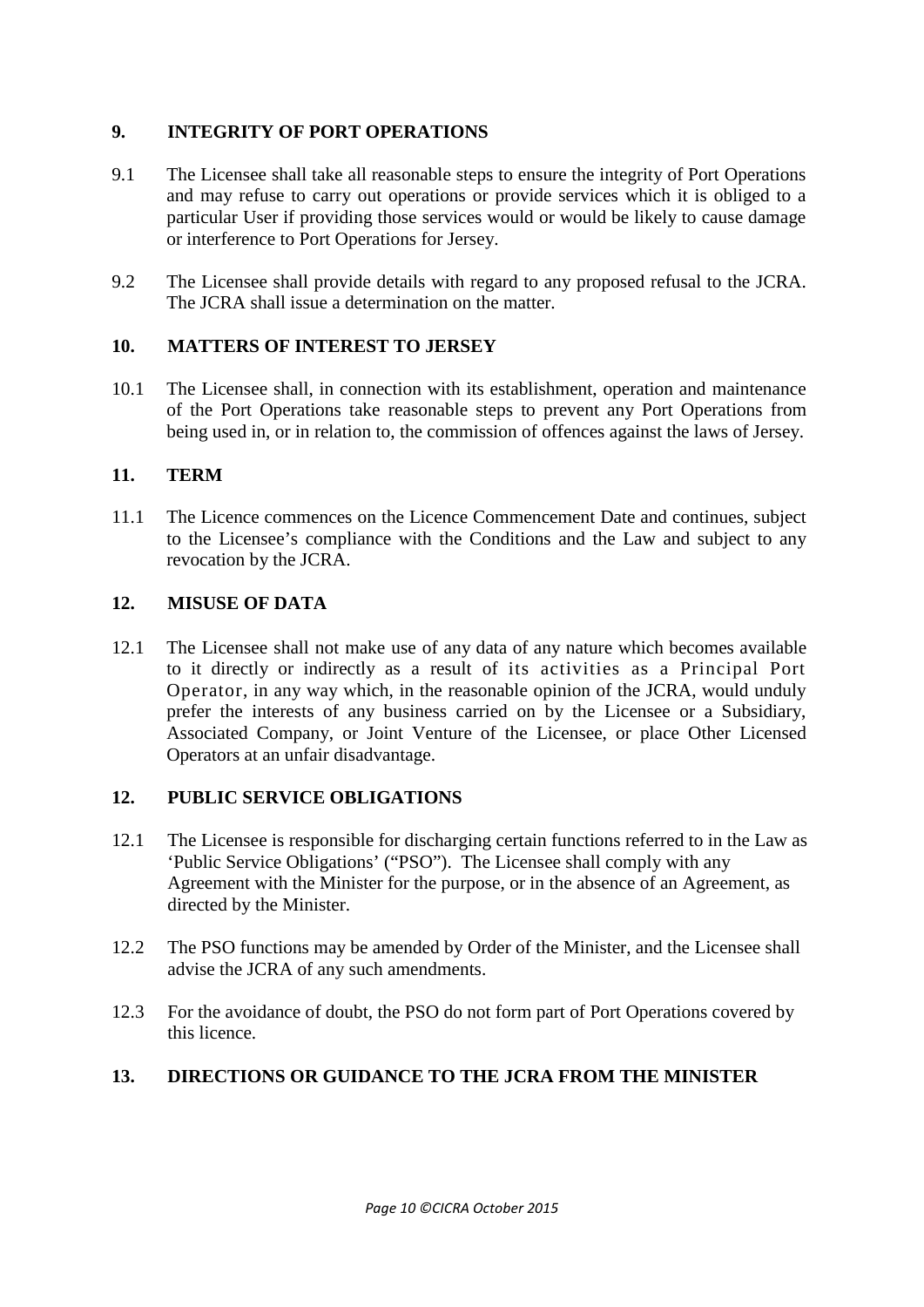## 9. INTEGRITY OF PORT OPERATIONS

9.1 The Licensee shall take all reasonable steps to ensure the integrity of Port Operations and may refuse to carry out operations or provide services which it is obliged to a particular User if providing those services would or would be likely to cause damage or interference to Port Operations for Jersey.

9.2 The Licensee shall provide details with regard to any proposed refusal to the JCRA. The JCRA shall issue a determination on the matter.

## 10. MATTERS OF INTEREST TO JERSEY

10.1 The Licensee shall, in connection with its establishment, operation and maintenance of the Port Operations take reasonable steps to prevent any Port Operations from being used in, or in relation to, the commission of offences against the laws of Jersey.

## 11. TERM

11.1 The Licence commences on the Licence Commencement Date and continues, subject to the Licensee's compliance with the Conditions and the Law and subject to any revocation by the JCRA.

## 12. MISUSE OF DATA

12.1 The Licensee shall not make use of any data of any nature which becomes available to it directly or indirectly as a result of its activities as a Principal Port Operator, in any way which, in the reasonable opinion of the JCRA, would unduly prefer the interests of any business carried on by the Licensee or a Subsidiary, Associated Company, or Joint Venture of the Licensee, or place Other Licensed Operators at an unfair disadvantage.

## 12. PUBLIC SERVICE OBLIGATIONS

12.1 The Licensee is responsible for discharging certain functions referred to in the Law as 'Public Service Obligations' ("PSO"). The Licensee shall comply with any Agreement with the Minister for the purpose, or in the absence of an Agreement, as directed by the Minister.

12.2 The PSO functions may be amended by Order of the Minister, and the Licensee shall advise the JCRA of any such amendments.

12.3 For the avoidance of doubt, the PSO do not form part of Port Operations covered by this licence.

## 13. DIRECTIONS OR GUIDANCE TO THE JCRA FROM THE MINISTER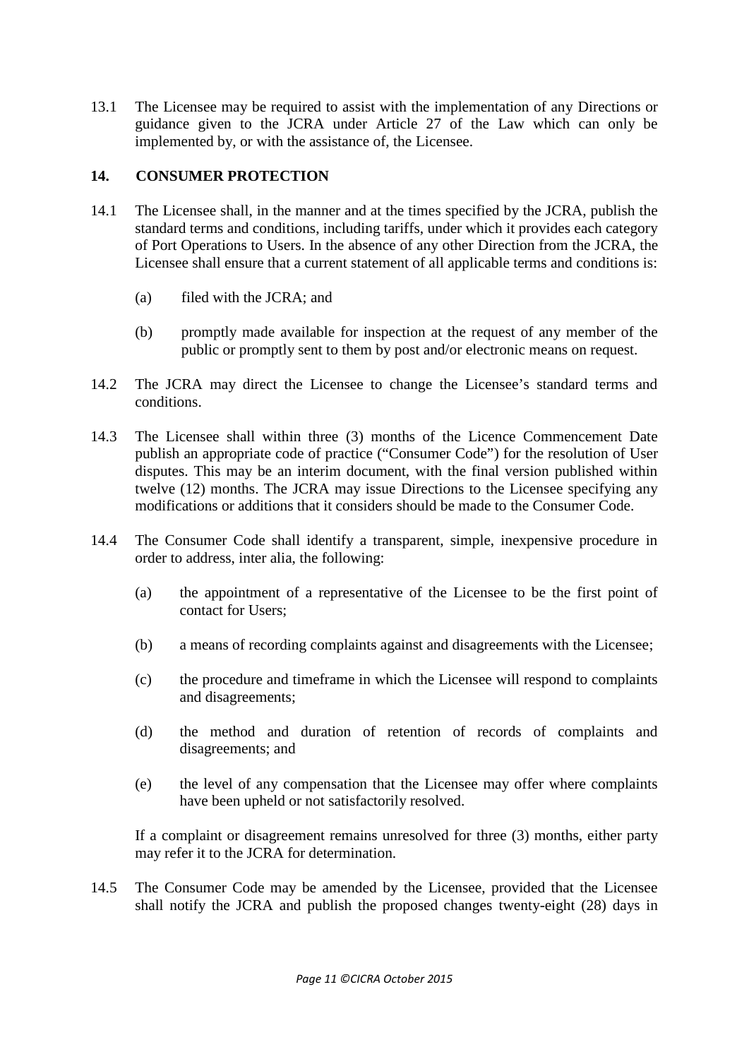13.1 The Licensee may be required to assist with the implementation of any Directions or guidance given to the JCRA under Article 27 of the Law which can only be implemented by, or with the assistance of, the Licensee.

## 14. CONSUMER PROTECTION

14.1 The Licensee shall, in the manner and at the times specified by the JCRA, publish the standard terms and conditions, including tariffs, under which it provides each category of Port Operations to Users. In the absence of any other Direction from the JCRA, the Licensee shall ensure that a current statement of all applicable terms and conditions is:

(a) filed with the JCRA; and

(b) promptly made available for inspection at the request of any member of the public or promptly sent to them by post and/or electronic means on request.

14.2 The JCRA may direct the Licensee to change the Licensee's standard terms and conditions.

14.3 The Licensee shall within three (3) months of the Licence Commencement Date publish an appropriate code of practice ("Consumer Code") for the resolution of User disputes. This may be an interim document, with the final version published within twelve (12) months. The JCRA may issue Directions to the Licensee specifying any modifications or additions that it considers should be made to the Consumer Code.

14.4 The Consumer Code shall identify a transparent, simple, inexpensive procedure in order to address, inter alia, the following:

(a) the appointment of a representative of the Licensee to be the first point of contact for Users;

(b) a means of recording complaints against and disagreements with the Licensee;

(c) the procedure and timeframe in which the Licensee will respond to complaints and disagreements;

(d) the method and duration of retention of records of complaints and disagreements; and

(e) the level of any compensation that the Licensee may offer where complaints have been upheld or not satisfactorily resolved.

If a complaint or disagreement remains unresolved for three (3) months, either party may refer it to the JCRA for determination.

14.5 The Consumer Code may be amended by the Licensee, provided that the Licensee shall notify the JCRA and publish the proposed changes twenty-eight (28) days in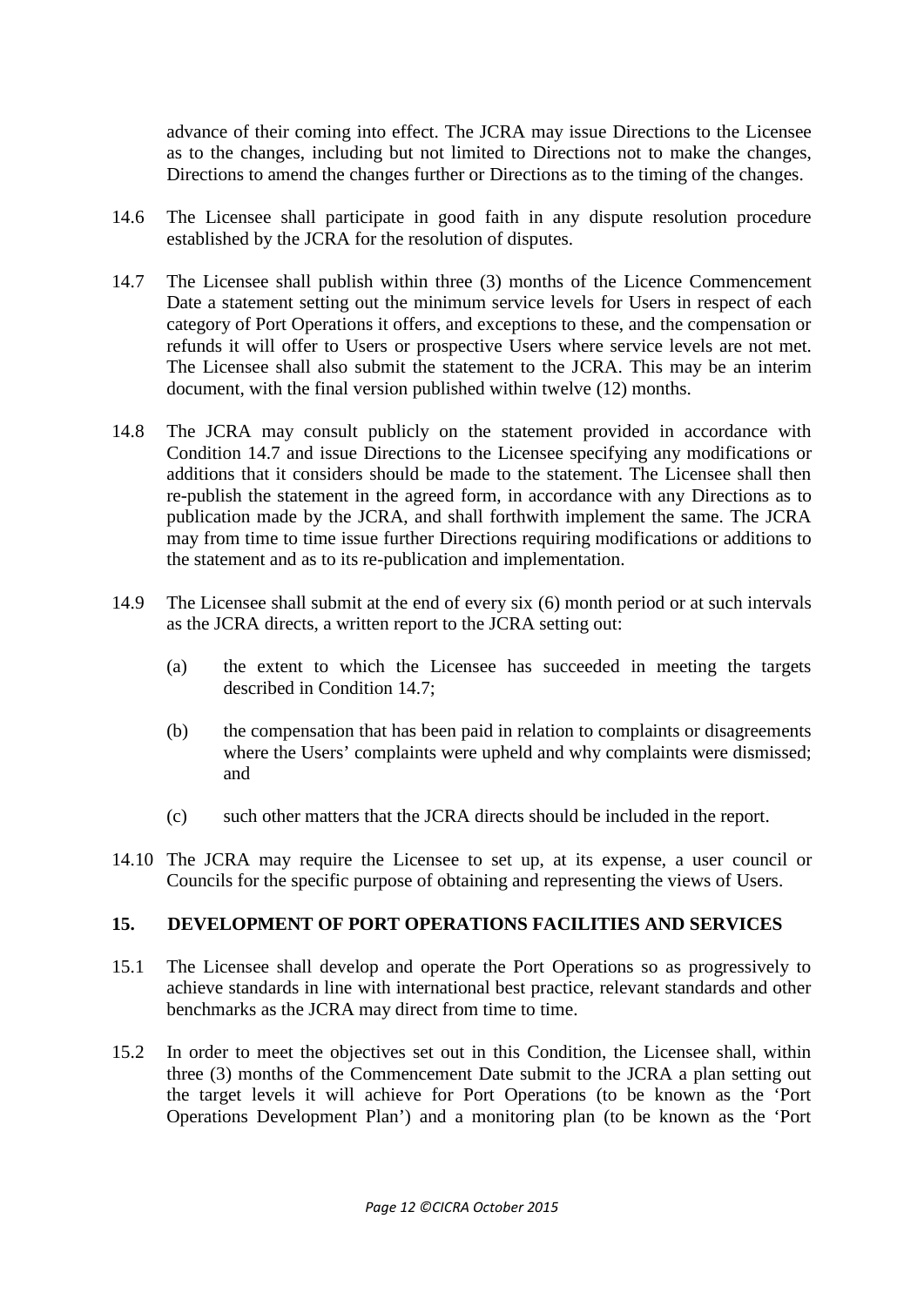advance of their coming into effect. The JCRA may issue Directions to the Licensee as to the changes, including but not limited to Directions not to make the changes, Directions to amend the changes further or Directions as to the timing of the changes.

14.6 The Licensee shall participate in good faith in any dispute resolution procedure established by the JCRA for the resolution of disputes.

14.7 The Licensee shall publish within three (3) months of the Licence Commencement Date a statement setting out the minimum service levels for Users in respect of each category of Port Operations it offers, and exceptions to these, and the compensation or refunds it will offer to Users or prospective Users where service levels are not met. The Licensee shall also submit the statement to the JCRA. This may be an interim document, with the final version published within twelve (12) months.

14.8 The JCRA may consult publicly on the statement provided in accordance with Condition 14.7 and issue Directions to the Licensee specifying any modifications or additions that it considers should be made to the statement. The Licensee shall then re-publish the statement in the agreed form, in accordance with any Directions as to publication made by the JCRA, and shall forthwith implement the same. The JCRA may from time to time issue further Directions requiring modifications or additions to the statement and as to its re-publication and implementation.

14.9 The Licensee shall submit at the end of every six (6) month period or at such intervals as the JCRA directs, a written report to the JCRA setting out:

(a) the extent to which the Licensee has succeeded in meeting the targets described in Condition 14.7;

(b) the compensation that has been paid in relation to complaints or disagreements where the Users' complaints were upheld and why complaints were dismissed; and

(c) such other matters that the JCRA directs should be included in the report.

14.10 The JCRA may require the Licensee to set up, at its expense, a user council or Councils for the specific purpose of obtaining and representing the views of Users.

## 15. DEVELOPMENT OF PORT OPERATIONS FACILITIES AND SERVICES

15.1 The Licensee shall develop and operate the Port Operations so as progressively to achieve standards in line with international best practice, relevant standards and other benchmarks as the JCRA may direct from time to time.

15.2 In order to meet the objectives set out in this Condition, the Licensee shall, within three (3) months of the Commencement Date submit to the JCRA a plan setting out the target levels it will achieve for Port Operations (to be known as the 'Port Operations Development Plan') and a monitoring plan (to be known as the 'Port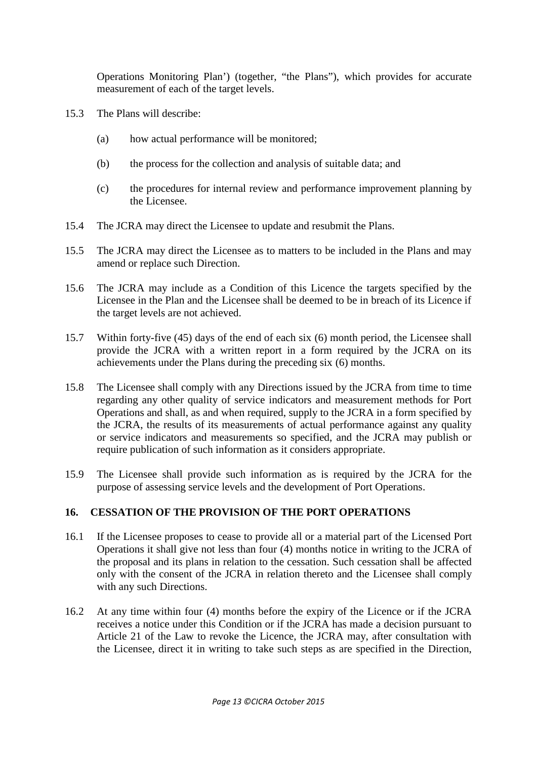Operations Monitoring Plan') (together, "the Plans"), which provides for accurate measurement of each of the target levels.

15.3 The Plans will describe:

(a) how actual performance will be monitored;

(b) the process for the collection and analysis of suitable data; and

(c) the procedures for internal review and performance improvement planning by the Licensee.

15.4 The JCRA may direct the Licensee to update and resubmit the Plans.

15.5 The JCRA may direct the Licensee as to matters to be included in the Plans and may amend or replace such Direction.

15.6 The JCRA may include as a Condition of this Licence the targets specified by the Licensee in the Plan and the Licensee shall be deemed to be in breach of its Licence if the target levels are not achieved.

15.7 Within forty-five (45) days of the end of each six (6) month period, the Licensee shall provide the JCRA with a written report in a form required by the JCRA on its achievements under the Plans during the preceding six (6) months.

15.8 The Licensee shall comply with any Directions issued by the JCRA from time to time regarding any other quality of service indicators and measurement methods for Port Operations and shall, as and when required, supply to the JCRA in a form specified by the JCRA, the results of its measurements of actual performance against any quality or service indicators and measurements so specified, and the JCRA may publish or require publication of such information as it considers appropriate.

15.9 The Licensee shall provide such information as is required by the JCRA for the purpose of assessing service levels and the development of Port Operations.

## 16. CESSATION OF THE PROVISION OF THE PORT OPERATIONS

16.1 If the Licensee proposes to cease to provide all or a material part of the Licensed Port Operations it shall give not less than four (4) months notice in writing to the JCRA of the proposal and its plans in relation to the cessation. Such cessation shall be affected only with the consent of the JCRA in relation thereto and the Licensee shall comply with any such Directions.

16.2 At any time within four (4) months before the expiry of the Licence or if the JCRA receives a notice under this Condition or if the JCRA has made a decision pursuant to Article 21 of the Law to revoke the Licence, the JCRA may, after consultation with the Licensee, direct it in writing to take such steps as are specified in the Direction,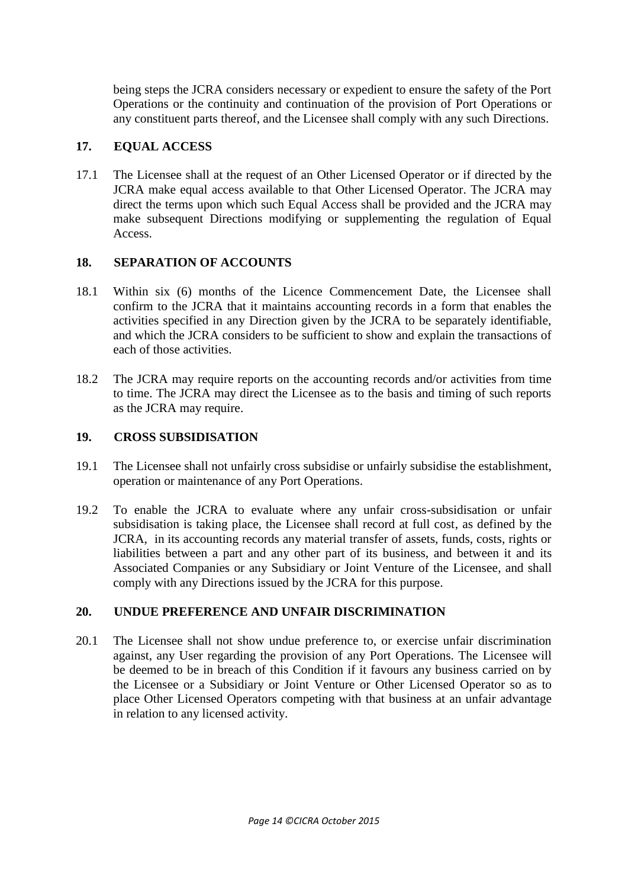being steps the JCRA considers necessary or expedient to ensure the safety of the Port Operations or the continuity and continuation of the provision of Port Operations or any constituent parts thereof, and the Licensee shall comply with any such Directions.

## 17. EQUAL ACCESS

17.1 The Licensee shall at the request of an Other Licensed Operator or if directed by the JCRA make equal access available to that Other Licensed Operator. The JCRA may direct the terms upon which such Equal Access shall be provided and the JCRA may make subsequent Directions modifying or supplementing the regulation of Equal Access.

## 18. SEPARATION OF ACCOUNTS

18.1 Within six (6) months of the Licence Commencement Date, the Licensee shall confirm to the JCRA that it maintains accounting records in a form that enables the activities specified in any Direction given by the JCRA to be separately identifiable, and which the JCRA considers to be sufficient to show and explain the transactions of each of those activities.

18.2 The JCRA may require reports on the accounting records and/or activities from time to time. The JCRA may direct the Licensee as to the basis and timing of such reports as the JCRA may require.

## 19. CROSS SUBSIDISATION

19.1 The Licensee shall not unfairly cross subsidise or unfairly subsidise the establishment, operation or maintenance of any Port Operations.

19.2 To enable the JCRA to evaluate where any unfair cross-subsidisation or unfair subsidisation is taking place, the Licensee shall record at full cost, as defined by the JCRA, in its accounting records any material transfer of assets, funds, costs, rights or liabilities between a part and any other part of its business, and between it and its Associated Companies or any Subsidiary or Joint Venture of the Licensee, and shall comply with any Directions issued by the JCRA for this purpose.

## 20. UNDUE PREFERENCE AND UNFAIR DISCRIMINATION

20.1 The Licensee shall not show undue preference to, or exercise unfair discrimination against, any User regarding the provision of any Port Operations. The Licensee will be deemed to be in breach of this Condition if it favours any business carried on by the Licensee or a Subsidiary or Joint Venture or Other Licensed Operator so as to place Other Licensed Operators competing with that business at an unfair advantage in relation to any licensed activity.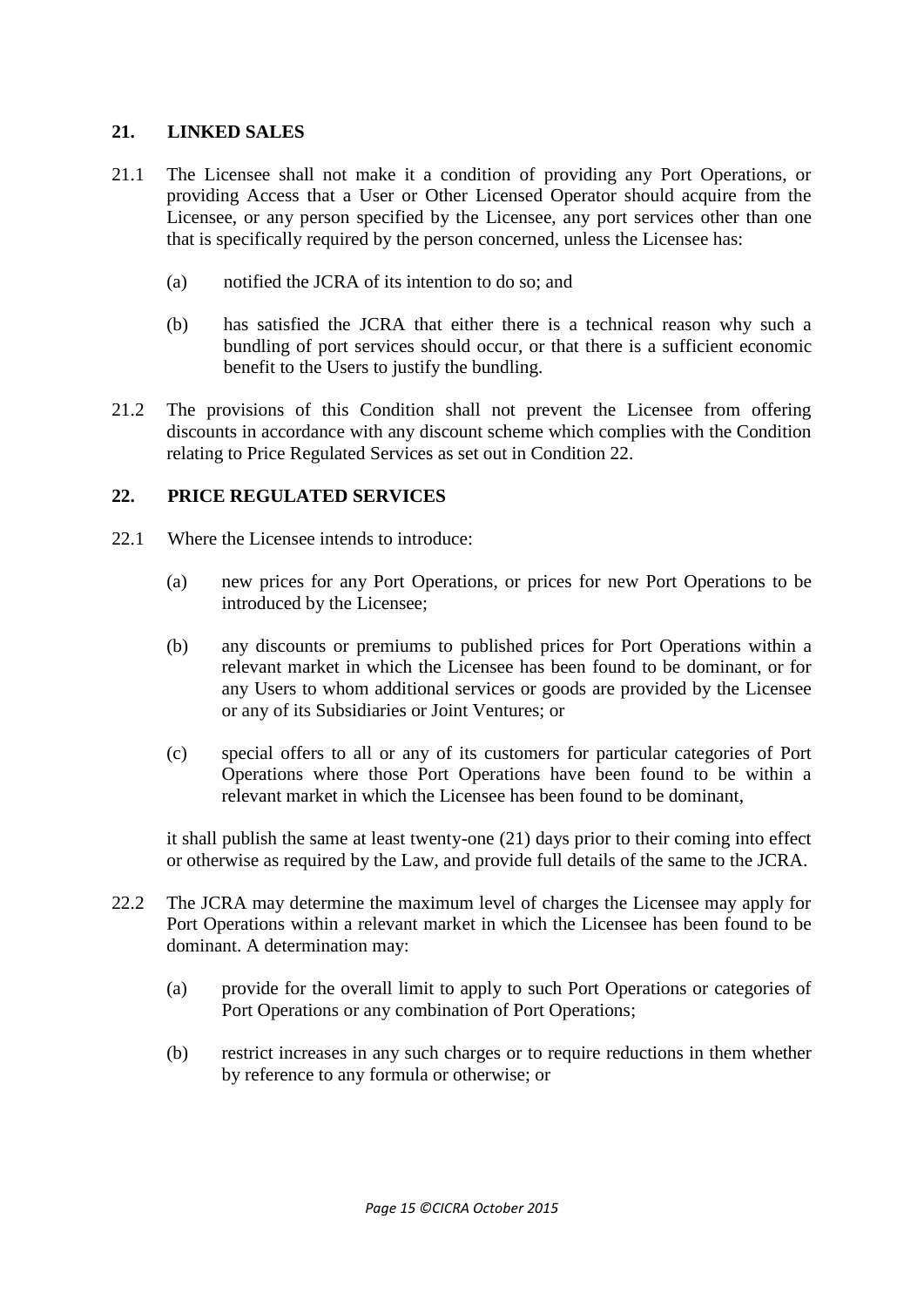## 21. LINKED SALES

21.1 The Licensee shall not make it a condition of providing any Port Operations, or providing Access that a User or Other Licensed Operator should acquire from the Licensee, or any person specified by the Licensee, any port services other than one that is specifically required by the person concerned, unless the Licensee has:

(a) notified the JCRA of its intention to do so; and

(b) has satisfied the JCRA that either there is a technical reason why such a bundling of port services should occur, or that there is a sufficient economic benefit to the Users to justify the bundling.

21.2 The provisions of this Condition shall not prevent the Licensee from offering discounts in accordance with any discount scheme which complies with the Condition relating to Price Regulated Services as set out in Condition 22.

## 22. PRICE REGULATED SERVICES

22.1 Where the Licensee intends to introduce:

(a) new prices for any Port Operations, or prices for new Port Operations to be introduced by the Licensee;

(b) any discounts or premiums to published prices for Port Operations within a relevant market in which the Licensee has been found to be dominant, or for any Users to whom additional services or goods are provided by the Licensee or any of its Subsidiaries or Joint Ventures; or

(c) special offers to all or any of its customers for particular categories of Port Operations where those Port Operations have been found to be within a relevant market in which the Licensee has been found to be dominant,

it shall publish the same at least twenty-one (21) days prior to their coming into effect or otherwise as required by the Law, and provide full details of the same to the JCRA.

22.2 The JCRA may determine the maximum level of charges the Licensee may apply for Port Operations within a relevant market in which the Licensee has been found to be dominant. A determination may:

(a) provide for the overall limit to apply to such Port Operations or categories of Port Operations or any combination of Port Operations;

(b) restrict increases in any such charges or to require reductions in them whether by reference to any formula or otherwise; or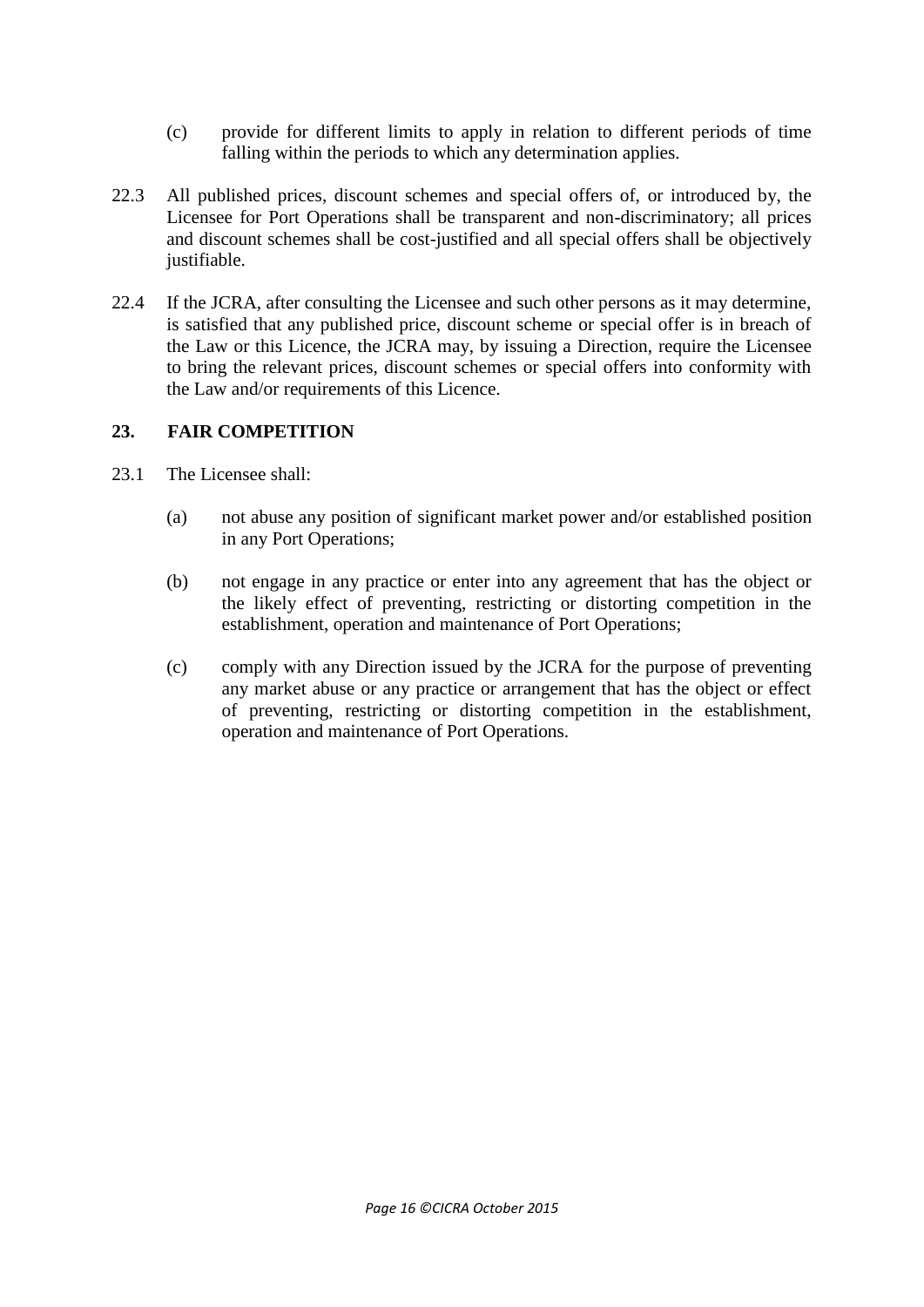(c) provide for different limits to apply in relation to different periods of time falling within the periods to which any determination applies.

22.3 All published prices, discount schemes and special offers of, or introduced by, the Licensee for Port Operations shall be transparent and non-discriminatory; all prices and discount schemes shall be cost-justified and all special offers shall be objectively justifiable.

22.4 If the JCRA, after consulting the Licensee and such other persons as it may determine, is satisfied that any published price, discount scheme or special offer is in breach of the Law or this Licence, the JCRA may, by issuing a Direction, require the Licensee to bring the relevant prices, discount schemes or special offers into conformity with the Law and/or requirements of this Licence.

## 23. FAIR COMPETITION

23.1 The Licensee shall:

(a) not abuse any position of significant market power and/or established position in any Port Operations;

(b) not engage in any practice or enter into any agreement that has the object or the likely effect of preventing, restricting or distorting competition in the establishment, operation and maintenance of Port Operations;

(c) comply with any Direction issued by the JCRA for the purpose of preventing any market abuse or any practice or arrangement that has the object or effect of preventing, restricting or distorting competition in the establishment, operation and maintenance of Port Operations.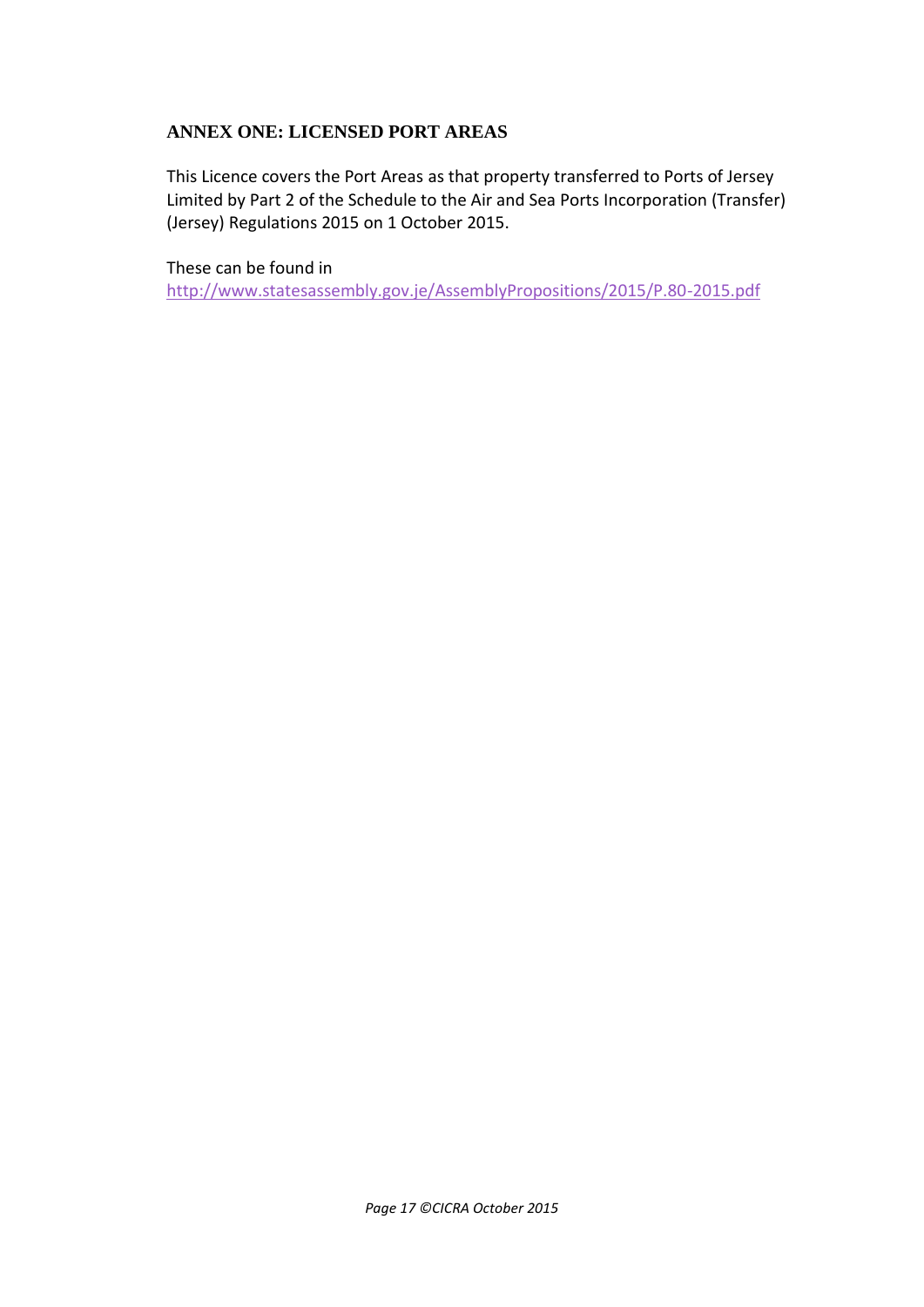## ANNEX ONE: LICENSED PORT AREAS

This Licence covers the Port Areas as that property transferred to Ports of Jersey Limited by Part 2 of the Schedule to the Air and Sea Ports Incorporation (Transfer) (Jersey) Regulations 2015 on 1 October 2015.

These can be found in
http://www.statesassembly.gov.je/AssemblyPropositions/2015/P.80-2015.pdf